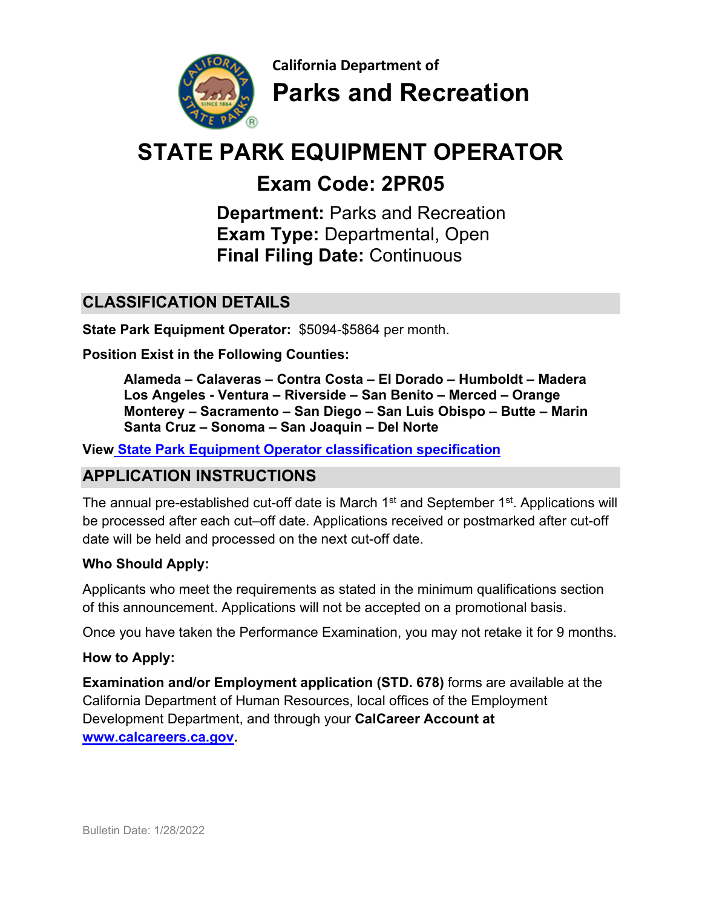California Department of

# Parks and Recreation

# STATE PARK EQUIPMENT OPERATOR

## Exam Code: 2PR05

**Department:** Parks and Recreation
**Exam Type:** Departmental, Open
**Final Filing Date:** Continuous

## CLASSIFICATION DETAILS

**State Park Equipment Operator:** $5094-$5864 per month.

**Position Exist in the Following Counties:**

**Alameda – Calaveras – Contra Costa – El Dorado – Humboldt – Madera Los Angeles - Ventura – Riverside – San Benito – Merced – Orange Monterey – Sacramento – San Diego – San Luis Obispo – Butte – Marin Santa Cruz – Sonoma – San Joaquin – Del Norte**

**View** State Park Equipment Operator classification specification

## APPLICATION INSTRUCTIONS

The annual pre-established cut-off date is March 1st and September 1st. Applications will be processed after each cut–off date. Applications received or postmarked after cut-off date will be held and processed on the next cut-off date.

**Who Should Apply:**

Applicants who meet the requirements as stated in the minimum qualifications section of this announcement. Applications will not be accepted on a promotional basis.

Once you have taken the Performance Examination, you may not retake it for 9 months.

**How to Apply:**

**Examination and/or Employment application (STD. 678)** forms are available at the California Department of Human Resources, local offices of the Employment Development Department, and through your **CalCareer Account at www.calcareers.ca.gov.**

Bulletin Date: 1/28/2022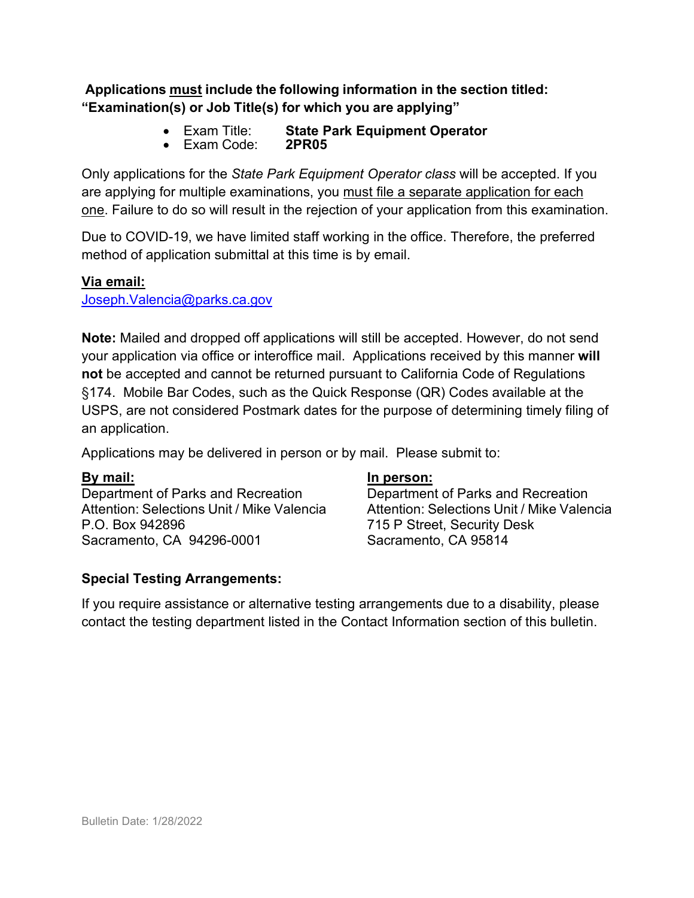**Applications <u>must</u> include the following information in the section titled: "Examination(s) or Job Title(s) for which you are applying"**

- Exam Title: **State Park Equipment Operator**
- Exam Code: **2PR05**

Only applications for the *State Park Equipment Operator class* will be accepted. If you are applying for multiple examinations, you <u>must file a separate application for each one</u>. Failure to do so will result in the rejection of your application from this examination.

Due to COVID-19, we have limited staff working in the office. Therefore, the preferred method of application submittal at this time is by email.

**<u>Via email:</u>**
Joseph.Valencia@parks.ca.gov

**Note:** Mailed and dropped off applications will still be accepted. However, do not send your application via office or interoffice mail. Applications received by this manner **will not** be accepted and cannot be returned pursuant to California Code of Regulations §174. Mobile Bar Codes, such as the Quick Response (QR) Codes available at the USPS, are not considered Postmark dates for the purpose of determining timely filing of an application.

Applications may be delivered in person or by mail. Please submit to:

**<u>By mail:</u>**
Department of Parks and Recreation
Attention: Selections Unit / Mike Valencia
P.O. Box 942896
Sacramento, CA 94296-0001

**<u>In person:</u>**
Department of Parks and Recreation
Attention: Selections Unit / Mike Valencia
715 P Street, Security Desk
Sacramento, CA 95814

**Special Testing Arrangements:**

If you require assistance or alternative testing arrangements due to a disability, please contact the testing department listed in the Contact Information section of this bulletin.

Bulletin Date: 1/28/2022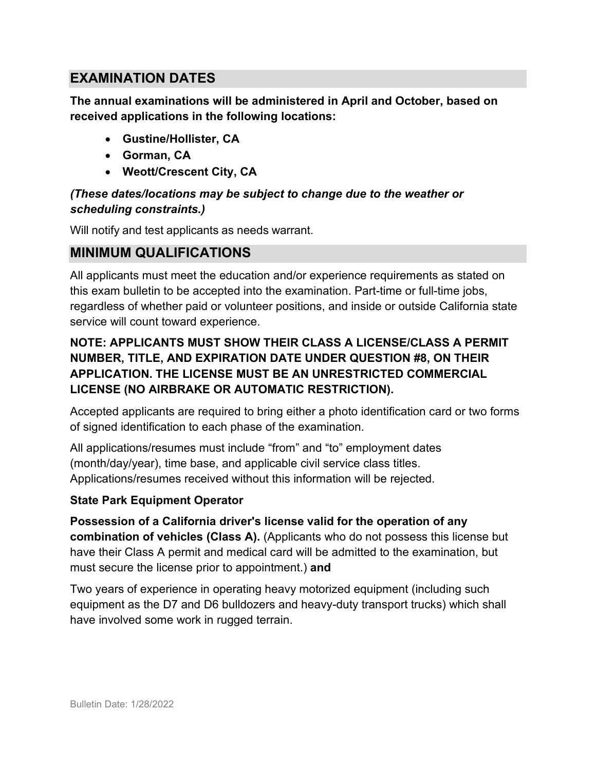## EXAMINATION DATES

**The annual examinations will be administered in April and October, based on received applications in the following locations:**

- **Gustine/Hollister, CA**
- **Gorman, CA**
- **Weott/Crescent City, CA**

***(These dates/locations may be subject to change due to the weather or scheduling constraints.)***

Will notify and test applicants as needs warrant.

## MINIMUM QUALIFICATIONS

All applicants must meet the education and/or experience requirements as stated on this exam bulletin to be accepted into the examination. Part-time or full-time jobs, regardless of whether paid or volunteer positions, and inside or outside California state service will count toward experience.

**NOTE: APPLICANTS MUST SHOW THEIR CLASS A LICENSE/CLASS A PERMIT NUMBER, TITLE, AND EXPIRATION DATE UNDER QUESTION #8, ON THEIR APPLICATION. THE LICENSE MUST BE AN UNRESTRICTED COMMERCIAL LICENSE (NO AIRBRAKE OR AUTOMATIC RESTRICTION).**

Accepted applicants are required to bring either a photo identification card or two forms of signed identification to each phase of the examination.

All applications/resumes must include "from" and "to" employment dates (month/day/year), time base, and applicable civil service class titles. Applications/resumes received without this information will be rejected.

**State Park Equipment Operator**

**Possession of a California driver's license valid for the operation of any combination of vehicles (Class A).** (Applicants who do not possess this license but have their Class A permit and medical card will be admitted to the examination, but must secure the license prior to appointment.) **and**

Two years of experience in operating heavy motorized equipment (including such equipment as the D7 and D6 bulldozers and heavy-duty transport trucks) which shall have involved some work in rugged terrain.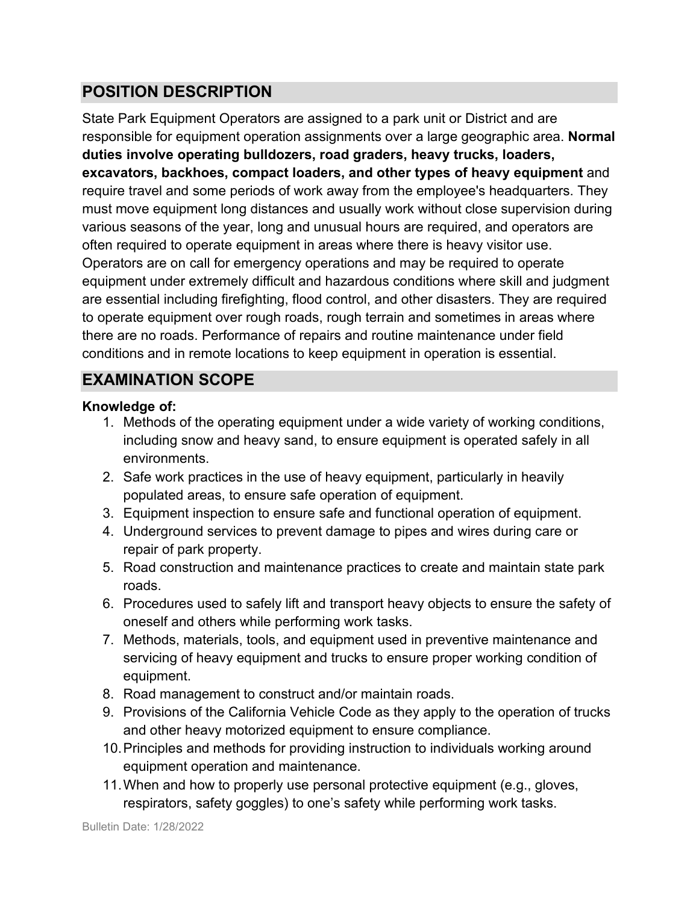## POSITION DESCRIPTION

State Park Equipment Operators are assigned to a park unit or District and are responsible for equipment operation assignments over a large geographic area. **Normal duties involve operating bulldozers, road graders, heavy trucks, loaders, excavators, backhoes, compact loaders, and other types of heavy equipment** and require travel and some periods of work away from the employee's headquarters. They must move equipment long distances and usually work without close supervision during various seasons of the year, long and unusual hours are required, and operators are often required to operate equipment in areas where there is heavy visitor use. Operators are on call for emergency operations and may be required to operate equipment under extremely difficult and hazardous conditions where skill and judgment are essential including firefighting, flood control, and other disasters. They are required to operate equipment over rough roads, rough terrain and sometimes in areas where there are no roads. Performance of repairs and routine maintenance under field conditions and in remote locations to keep equipment in operation is essential.

## EXAMINATION SCOPE

**Knowledge of:**

1. Methods of the operating equipment under a wide variety of working conditions, including snow and heavy sand, to ensure equipment is operated safely in all environments.
2. Safe work practices in the use of heavy equipment, particularly in heavily populated areas, to ensure safe operation of equipment.
3. Equipment inspection to ensure safe and functional operation of equipment.
4. Underground services to prevent damage to pipes and wires during care or repair of park property.
5. Road construction and maintenance practices to create and maintain state park roads.
6. Procedures used to safely lift and transport heavy objects to ensure the safety of oneself and others while performing work tasks.
7. Methods, materials, tools, and equipment used in preventive maintenance and servicing of heavy equipment and trucks to ensure proper working condition of equipment.
8. Road management to construct and/or maintain roads.
9. Provisions of the California Vehicle Code as they apply to the operation of trucks and other heavy motorized equipment to ensure compliance.
10. Principles and methods for providing instruction to individuals working around equipment operation and maintenance.
11. When and how to properly use personal protective equipment (e.g., gloves, respirators, safety goggles) to one's safety while performing work tasks.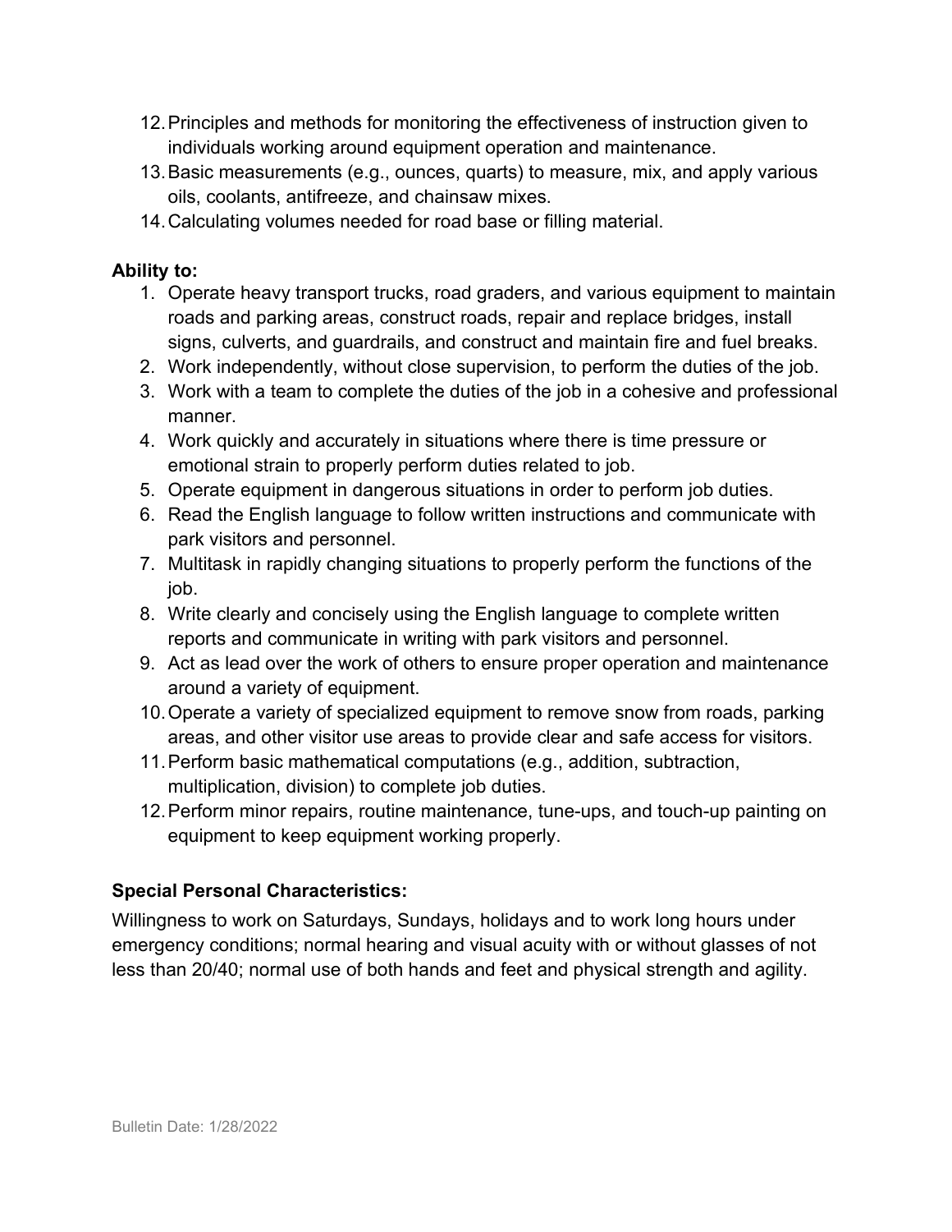12. Principles and methods for monitoring the effectiveness of instruction given to individuals working around equipment operation and maintenance.
13. Basic measurements (e.g., ounces, quarts) to measure, mix, and apply various oils, coolants, antifreeze, and chainsaw mixes.
14. Calculating volumes needed for road base or filling material.

**Ability to:**

1. Operate heavy transport trucks, road graders, and various equipment to maintain roads and parking areas, construct roads, repair and replace bridges, install signs, culverts, and guardrails, and construct and maintain fire and fuel breaks.
2. Work independently, without close supervision, to perform the duties of the job.
3. Work with a team to complete the duties of the job in a cohesive and professional manner.
4. Work quickly and accurately in situations where there is time pressure or emotional strain to properly perform duties related to job.
5. Operate equipment in dangerous situations in order to perform job duties.
6. Read the English language to follow written instructions and communicate with park visitors and personnel.
7. Multitask in rapidly changing situations to properly perform the functions of the job.
8. Write clearly and concisely using the English language to complete written reports and communicate in writing with park visitors and personnel.
9. Act as lead over the work of others to ensure proper operation and maintenance around a variety of equipment.
10. Operate a variety of specialized equipment to remove snow from roads, parking areas, and other visitor use areas to provide clear and safe access for visitors.
11. Perform basic mathematical computations (e.g., addition, subtraction, multiplication, division) to complete job duties.
12. Perform minor repairs, routine maintenance, tune-ups, and touch-up painting on equipment to keep equipment working properly.

**Special Personal Characteristics:**

Willingness to work on Saturdays, Sundays, holidays and to work long hours under emergency conditions; normal hearing and visual acuity with or without glasses of not less than 20/40; normal use of both hands and feet and physical strength and agility.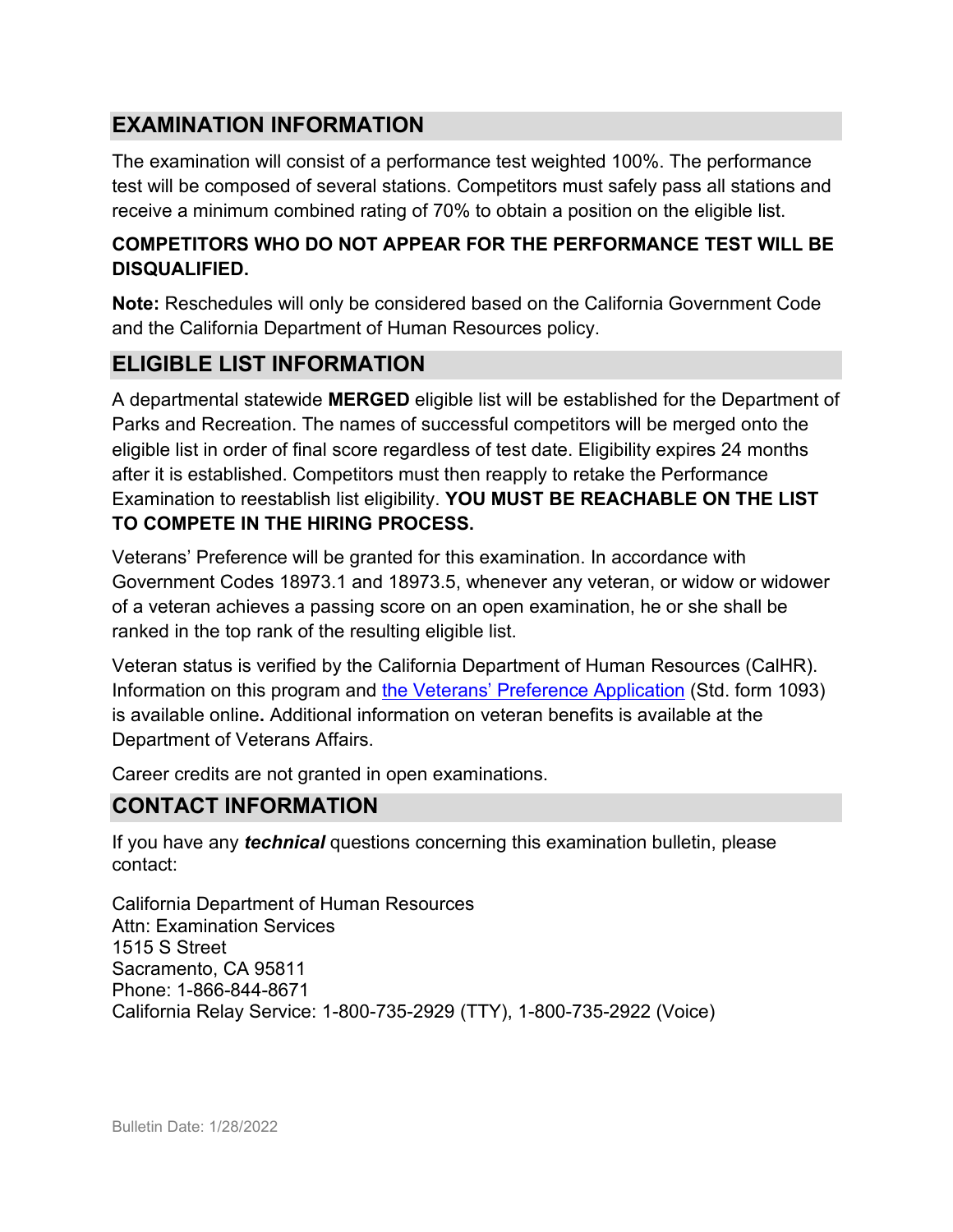## EXAMINATION INFORMATION

The examination will consist of a performance test weighted 100%. The performance test will be composed of several stations. Competitors must safely pass all stations and receive a minimum combined rating of 70% to obtain a position on the eligible list.

**COMPETITORS WHO DO NOT APPEAR FOR THE PERFORMANCE TEST WILL BE DISQUALIFIED.**

**Note:** Reschedules will only be considered based on the California Government Code and the California Department of Human Resources policy.

## ELIGIBLE LIST INFORMATION

A departmental statewide **MERGED** eligible list will be established for the Department of Parks and Recreation. The names of successful competitors will be merged onto the eligible list in order of final score regardless of test date. Eligibility expires 24 months after it is established. Competitors must then reapply to retake the Performance Examination to reestablish list eligibility. **YOU MUST BE REACHABLE ON THE LIST TO COMPETE IN THE HIRING PROCESS.**

Veterans' Preference will be granted for this examination. In accordance with Government Codes 18973.1 and 18973.5, whenever any veteran, or widow or widower of a veteran achieves a passing score on an open examination, he or she shall be ranked in the top rank of the resulting eligible list.

Veteran status is verified by the California Department of Human Resources (CalHR). Information on this program and the Veterans' Preference Application (Std. form 1093) is available online**.** Additional information on veteran benefits is available at the Department of Veterans Affairs.

Career credits are not granted in open examinations.

## CONTACT INFORMATION

If you have any ***technical*** questions concerning this examination bulletin, please contact:

California Department of Human Resources
Attn: Examination Services
1515 S Street
Sacramento, CA 95811
Phone: 1-866-844-8671
California Relay Service: 1-800-735-2929 (TTY), 1-800-735-2922 (Voice)

Bulletin Date: 1/28/2022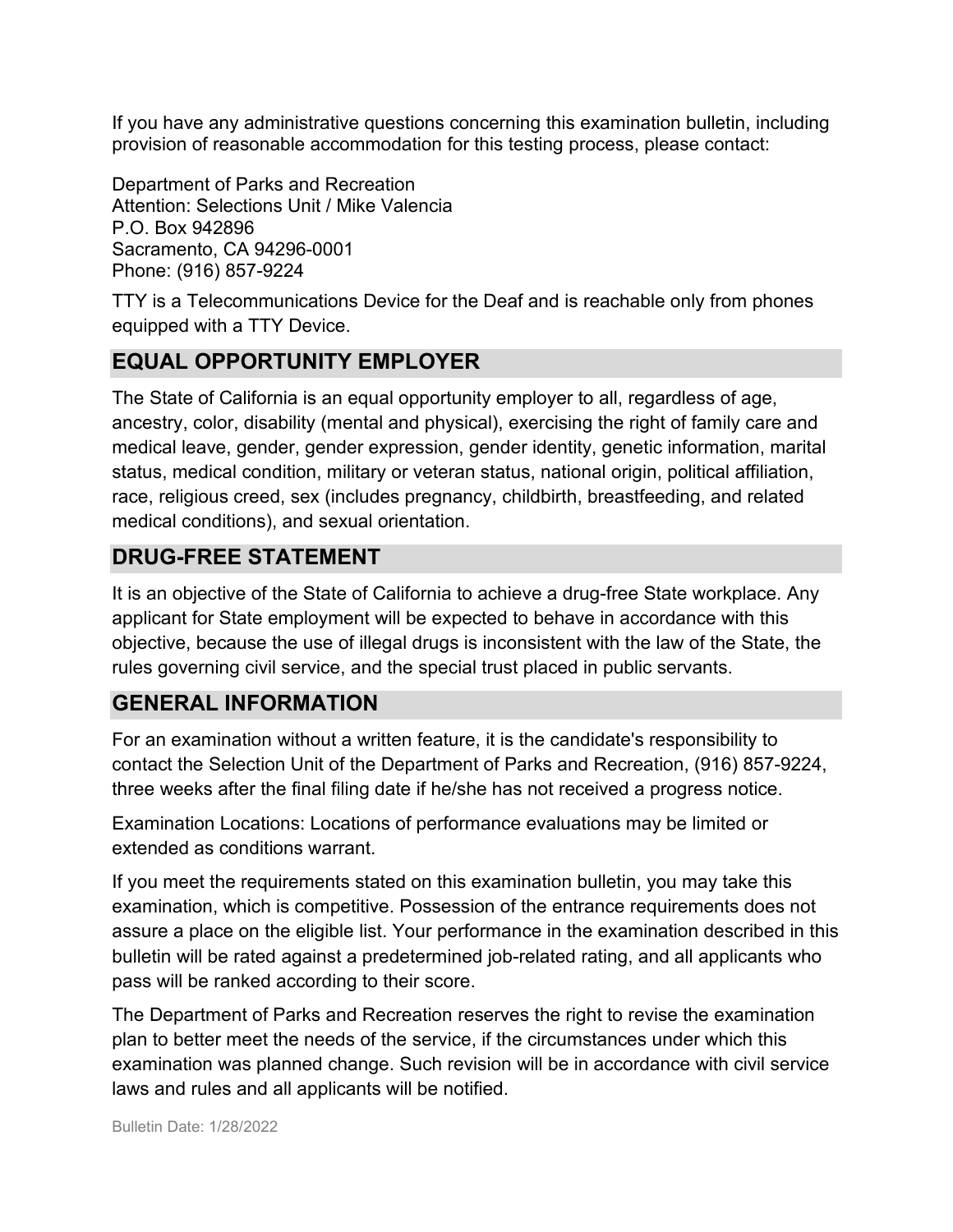If you have any administrative questions concerning this examination bulletin, including provision of reasonable accommodation for this testing process, please contact:

Department of Parks and Recreation
Attention: Selections Unit / Mike Valencia
P.O. Box 942896
Sacramento, CA 94296-0001
Phone: (916) 857-9224

TTY is a Telecommunications Device for the Deaf and is reachable only from phones equipped with a TTY Device.

## EQUAL OPPORTUNITY EMPLOYER

The State of California is an equal opportunity employer to all, regardless of age, ancestry, color, disability (mental and physical), exercising the right of family care and medical leave, gender, gender expression, gender identity, genetic information, marital status, medical condition, military or veteran status, national origin, political affiliation, race, religious creed, sex (includes pregnancy, childbirth, breastfeeding, and related medical conditions), and sexual orientation.

## DRUG-FREE STATEMENT

It is an objective of the State of California to achieve a drug-free State workplace. Any applicant for State employment will be expected to behave in accordance with this objective, because the use of illegal drugs is inconsistent with the law of the State, the rules governing civil service, and the special trust placed in public servants.

## GENERAL INFORMATION

For an examination without a written feature, it is the candidate's responsibility to contact the Selection Unit of the Department of Parks and Recreation, (916) 857-9224, three weeks after the final filing date if he/she has not received a progress notice.

Examination Locations: Locations of performance evaluations may be limited or extended as conditions warrant.

If you meet the requirements stated on this examination bulletin, you may take this examination, which is competitive. Possession of the entrance requirements does not assure a place on the eligible list. Your performance in the examination described in this bulletin will be rated against a predetermined job-related rating, and all applicants who pass will be ranked according to their score.

The Department of Parks and Recreation reserves the right to revise the examination plan to better meet the needs of the service, if the circumstances under which this examination was planned change. Such revision will be in accordance with civil service laws and rules and all applicants will be notified.

Bulletin Date: 1/28/2022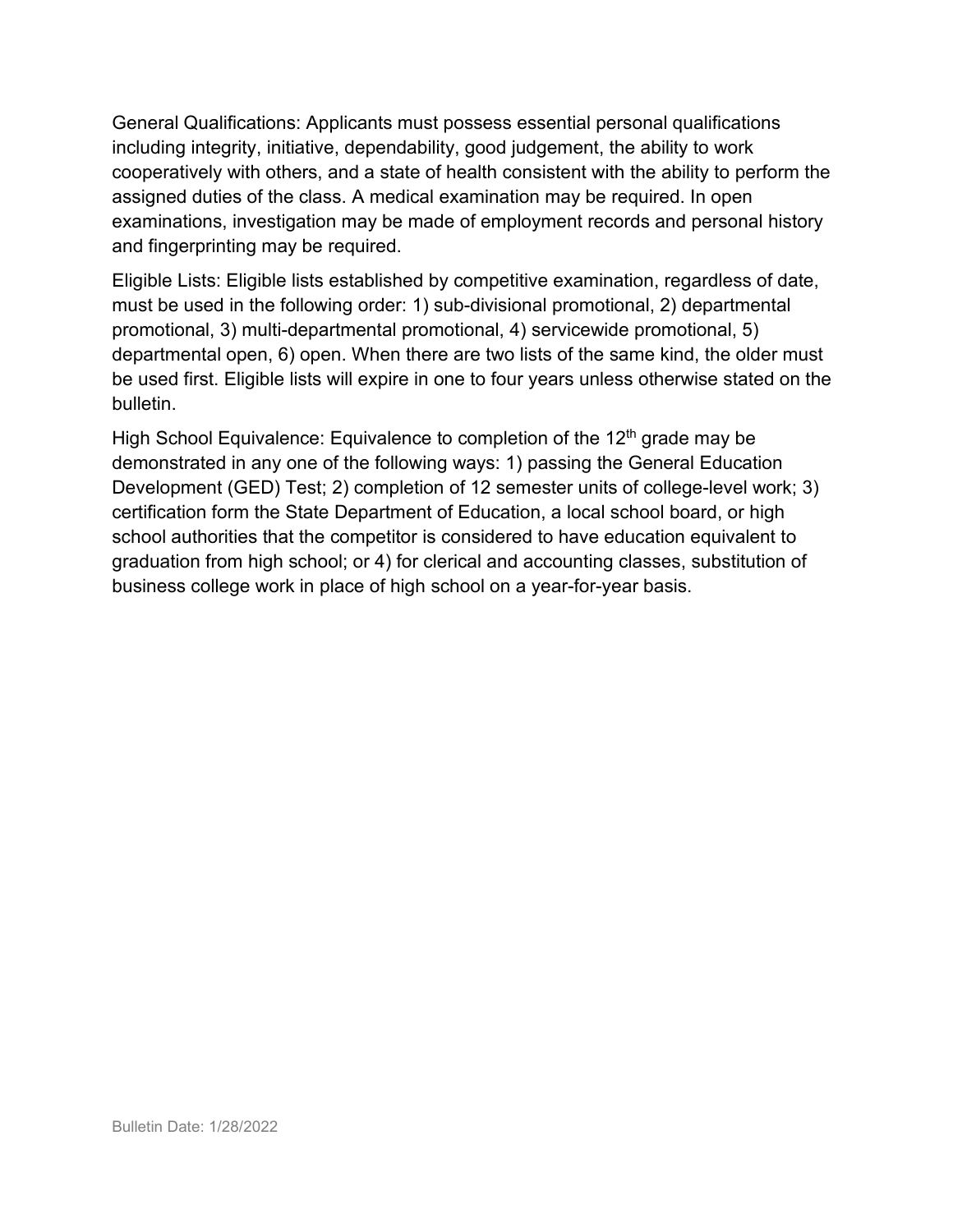General Qualifications: Applicants must possess essential personal qualifications including integrity, initiative, dependability, good judgement, the ability to work cooperatively with others, and a state of health consistent with the ability to perform the assigned duties of the class. A medical examination may be required. In open examinations, investigation may be made of employment records and personal history and fingerprinting may be required.

Eligible Lists: Eligible lists established by competitive examination, regardless of date, must be used in the following order: 1) sub-divisional promotional, 2) departmental promotional, 3) multi-departmental promotional, 4) servicewide promotional, 5) departmental open, 6) open. When there are two lists of the same kind, the older must be used first. Eligible lists will expire in one to four years unless otherwise stated on the bulletin.

High School Equivalence: Equivalence to completion of the 12th grade may be demonstrated in any one of the following ways: 1) passing the General Education Development (GED) Test; 2) completion of 12 semester units of college-level work; 3) certification form the State Department of Education, a local school board, or high school authorities that the competitor is considered to have education equivalent to graduation from high school; or 4) for clerical and accounting classes, substitution of business college work in place of high school on a year-for-year basis.